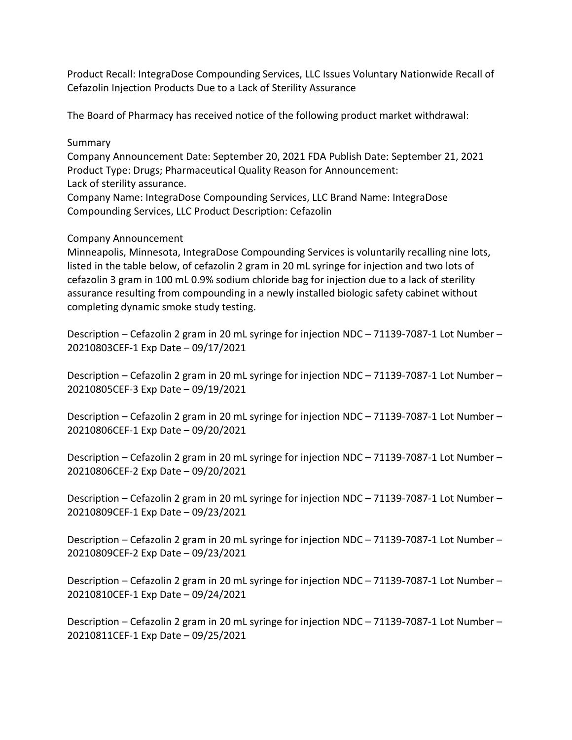Product Recall: IntegraDose Compounding Services, LLC Issues Voluntary Nationwide Recall of Cefazolin Injection Products Due to a Lack of Sterility Assurance

The Board of Pharmacy has received notice of the following product market withdrawal:

Summary

Company Announcement Date: September 20, 2021 FDA Publish Date: September 21, 2021
Product Type: Drugs; Pharmaceutical Quality Reason for Announcement:
Lack of sterility assurance.
Company Name: IntegraDose Compounding Services, LLC Brand Name: IntegraDose Compounding Services, LLC Product Description: Cefazolin

Company Announcement

Minneapolis, Minnesota, IntegraDose Compounding Services is voluntarily recalling nine lots, listed in the table below, of cefazolin 2 gram in 20 mL syringe for injection and two lots of cefazolin 3 gram in 100 mL 0.9% sodium chloride bag for injection due to a lack of sterility assurance resulting from compounding in a newly installed biologic safety cabinet without completing dynamic smoke study testing.

Description – Cefazolin 2 gram in 20 mL syringe for injection NDC – 71139-7087-1 Lot Number – 20210803CEF-1 Exp Date – 09/17/2021

Description – Cefazolin 2 gram in 20 mL syringe for injection NDC – 71139-7087-1 Lot Number – 20210805CEF-3 Exp Date – 09/19/2021

Description – Cefazolin 2 gram in 20 mL syringe for injection NDC – 71139-7087-1 Lot Number – 20210806CEF-1 Exp Date – 09/20/2021

Description – Cefazolin 2 gram in 20 mL syringe for injection NDC – 71139-7087-1 Lot Number – 20210806CEF-2 Exp Date – 09/20/2021

Description – Cefazolin 2 gram in 20 mL syringe for injection NDC – 71139-7087-1 Lot Number – 20210809CEF-1 Exp Date – 09/23/2021

Description – Cefazolin 2 gram in 20 mL syringe for injection NDC – 71139-7087-1 Lot Number – 20210809CEF-2 Exp Date – 09/23/2021

Description – Cefazolin 2 gram in 20 mL syringe for injection NDC – 71139-7087-1 Lot Number – 20210810CEF-1 Exp Date – 09/24/2021

Description – Cefazolin 2 gram in 20 mL syringe for injection NDC – 71139-7087-1 Lot Number – 20210811CEF-1 Exp Date – 09/25/2021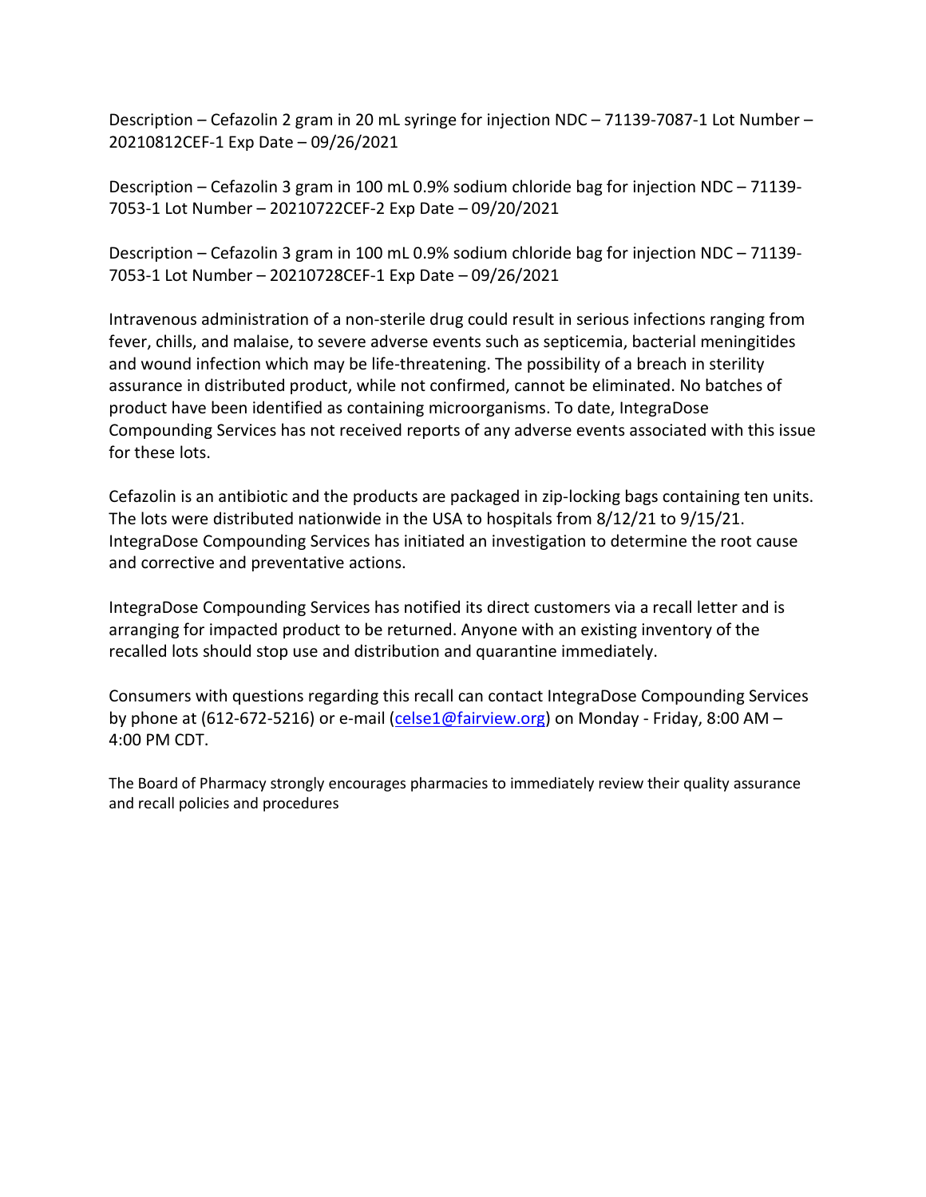Description – Cefazolin 2 gram in 20 mL syringe for injection NDC – 71139-7087-1 Lot Number – 20210812CEF-1 Exp Date – 09/26/2021

Description – Cefazolin 3 gram in 100 mL 0.9% sodium chloride bag for injection NDC – 71139-7053-1 Lot Number – 20210722CEF-2 Exp Date – 09/20/2021

Description – Cefazolin 3 gram in 100 mL 0.9% sodium chloride bag for injection NDC – 71139-7053-1 Lot Number – 20210728CEF-1 Exp Date – 09/26/2021

Intravenous administration of a non-sterile drug could result in serious infections ranging from fever, chills, and malaise, to severe adverse events such as septicemia, bacterial meningitides and wound infection which may be life-threatening. The possibility of a breach in sterility assurance in distributed product, while not confirmed, cannot be eliminated. No batches of product have been identified as containing microorganisms. To date, IntegraDose Compounding Services has not received reports of any adverse events associated with this issue for these lots.

Cefazolin is an antibiotic and the products are packaged in zip-locking bags containing ten units. The lots were distributed nationwide in the USA to hospitals from 8/12/21 to 9/15/21. IntegraDose Compounding Services has initiated an investigation to determine the root cause and corrective and preventative actions.

IntegraDose Compounding Services has notified its direct customers via a recall letter and is arranging for impacted product to be returned. Anyone with an existing inventory of the recalled lots should stop use and distribution and quarantine immediately.

Consumers with questions regarding this recall can contact IntegraDose Compounding Services by phone at (612-672-5216) or e-mail (celse1@fairview.org) on Monday - Friday, 8:00 AM – 4:00 PM CDT.

The Board of Pharmacy strongly encourages pharmacies to immediately review their quality assurance and recall policies and procedures